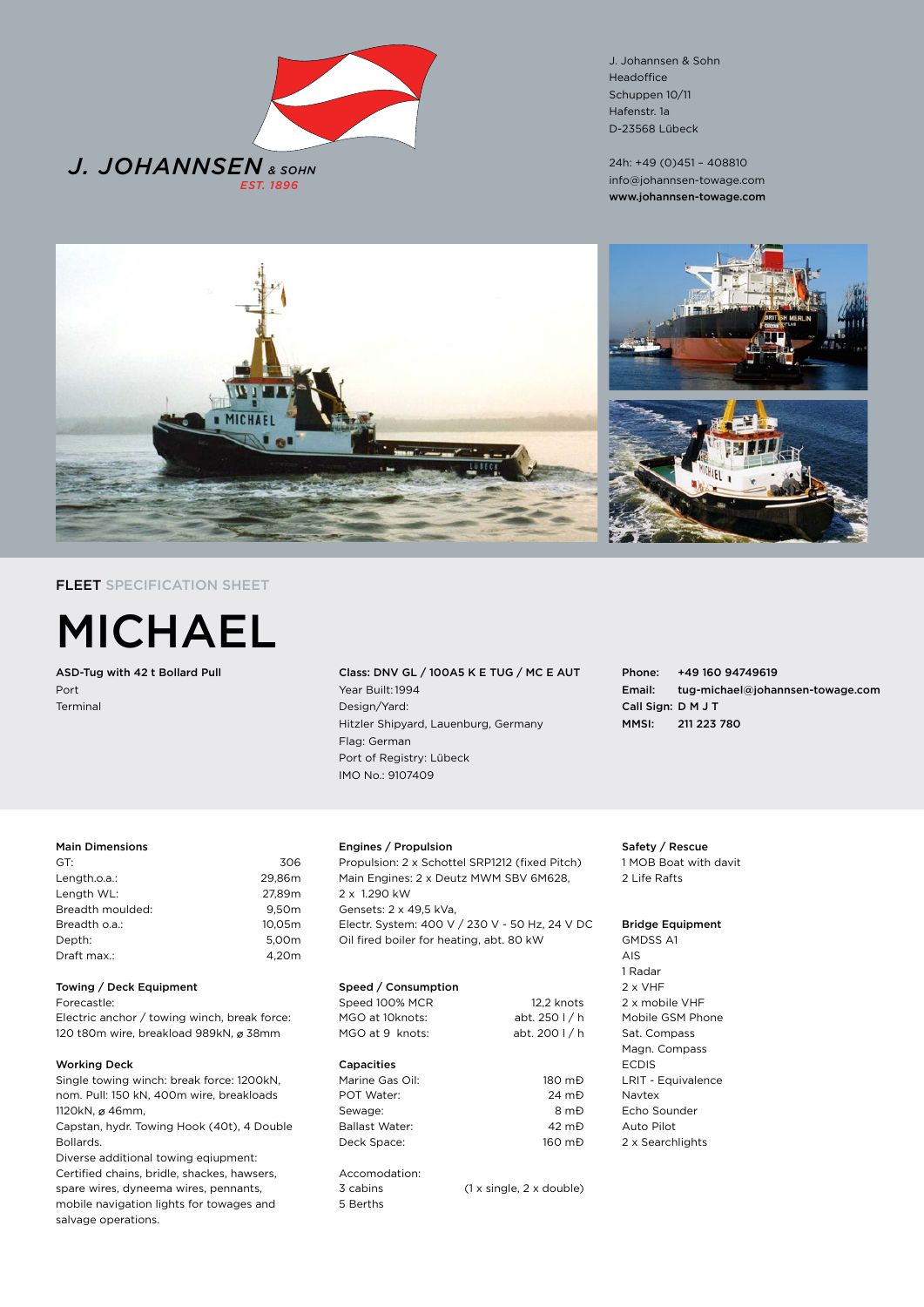J. JOHANNSEN & SOHN
EST. 1896

J. Johannsen & Sohn
Headoffice
Schuppen 10/11
Hafenstr. 1a
D-23568 Lübeck

24h: +49 (0)451 – 408810
info@johannsen-towage.com
**www.johannsen-towage.com**

**FLEET** SPECIFICATION SHEET

# MICHAEL

**ASD-Tug with 42 t Bollard Pull**
Port
Terminal

**Class: DNV GL / 100A5 K E TUG / MC E AUT**
Year Built: 1994
Design/Yard:
Hitzler Shipyard, Lauenburg, Germany
Flag: German
Port of Registry: Lübeck
IMO No.: 9107409

**Phone:** **+49 160 94749619**
**Email:** **tug-michael@johannsen-towage.com**
**Call Sign:** **D M J T**
**MMSI:** **211 223 780**

### Main Dimensions

| | |
|---|---|
| GT: | 306 |
| Length.o.a.: | 29,86m |
| Length WL: | 27,89m |
| Breadth moulded: | 9,50m |
| Breadth o.a.: | 10,05m |
| Depth: | 5,00m |
| Draft max.: | 4,20m |

### Towing / Deck Equipment

Forecastle:
Electric anchor / towing winch, break force: 120 t80m wire, breakload 989kN, ⌀ 38mm

### Working Deck

Single towing winch: break force: 1200kN, nom. Pull: 150 kN, 400m wire, breakloads 1120kN, ⌀ 46mm,
Capstan, hydr. Towing Hook (40t), 4 Double Bollards.
Diverse additional towing eqiupment: Certified chains, bridle, shackes, hawsers, spare wires, dyneema wires, pennants, mobile navigation lights for towages and salvage operations.

### Engines / Propulsion

Propulsion: 2 x Schottel SRP1212 (fixed Pitch)
Main Engines: 2 x Deutz MWM SBV 6M628, 2 x 1.290 kW
Gensets: 2 x 49,5 kVa,
Electr. System: 400 V / 230 V - 50 Hz, 24 V DC
Oil fired boiler for heating, abt. 80 kW

### Speed / Consumption

| | |
|---|---|
| Speed 100% MCR | 12,2 knots |
| MGO at 10knots: | abt. 250 l / h |
| MGO at 9 knots: | abt. 200 l / h |

### Capacities

| | |
|---|---|
| Marine Gas Oil: | 180 mÐ |
| POT Water: | 24 mÐ |
| Sewage: | 8 mÐ |
| Ballast Water: | 42 mÐ |
| Deck Space: | 160 mÐ |

Accomodation:
3 cabins (1 x single, 2 x double)
5 Berths

### Safety / Rescue

1 MOB Boat with davit
2 Life Rafts

### Bridge Equipment

GMDSS A1
AIS
1 Radar
2 x VHF
2 x mobile VHF
Mobile GSM Phone
Sat. Compass
Magn. Compass
ECDIS
LRIT - Equivalence
Navtex
Echo Sounder
Auto Pilot
2 x Searchlights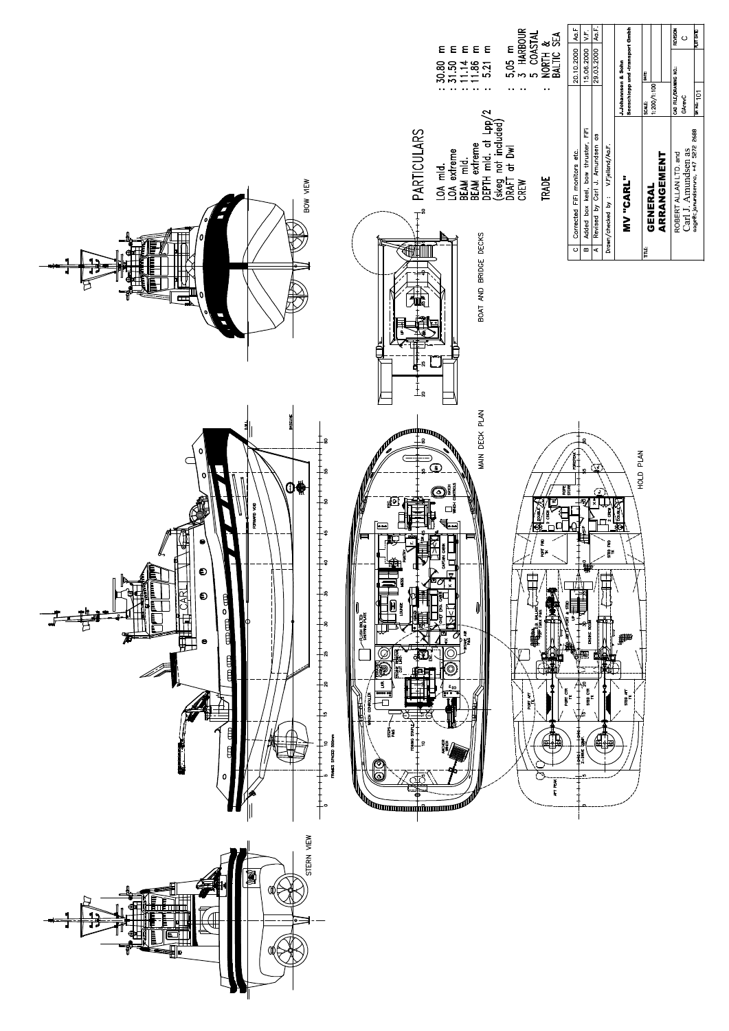## PARTICULARS

| | |
|---|---|
| LOA mld. | : 30.80 m |
| LOA extreme | : 31.50 m |
| BEAM mld. | : 11.14 m |
| BEAM extreme | : 11.86 m |
| DEPTH mld. at Lpp/2 | : 5.21 m |
| (skeg not included) | |
| DRAFT at Dwl | : 5,05 m |
| CREW | : 3 HARBOUR<br>5 COASTAL |
| TRADE | : NORTH & BALTIC SEA |

STERN VIEW

BOW VIEW

BOAT AND BRIDGE DECKS

MAIN DECK PLAN

HOLD PLAN

FRAMES SPACED 500mm

| | | | |
|---|---|---|---|
| C | Corrected FiFi monitors etc. | 20.10.2000 | Aa.F |
| B | Added box keel, bow thruster, FiFi | 15.06.2000 | V.F. |
| A | Revised by Carl J. Amundsen as | 29.03.2000 | Aa.F. |

Drawn/checked by : V.Fjelland/Aa.F.

J.Johannsen & Sohn Seeschiepp und -transport GmbH

**MV "CARL"**

TITLE: **GENERAL ARRANGEMENT**

SCALE: 1:200/1:100

ROBERT ALLAN LTD. and Carl J. Amundsen as

CAD FILE/DRAWING NO.: GArevC

REVISION: C

SH NO.: 101